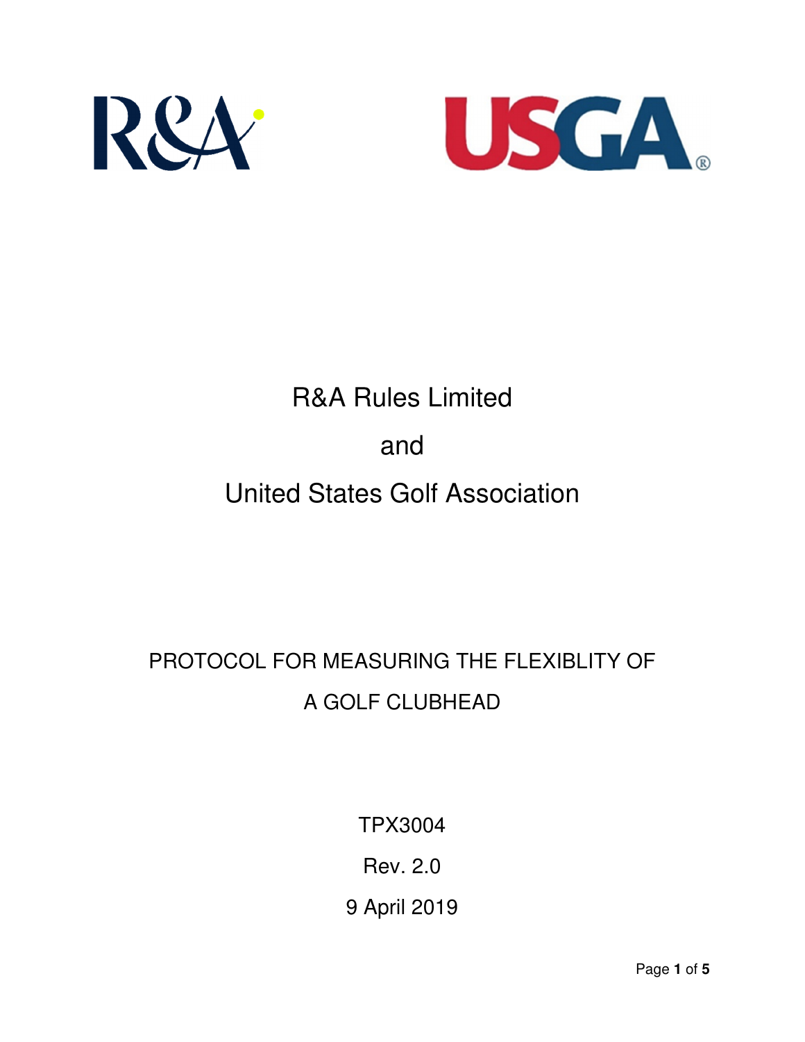R&A Rules Limited

and

United States Golf Association

# PROTOCOL FOR MEASURING THE FLEXIBLITY OF A GOLF CLUBHEAD

TPX3004

Rev. 2.0

9 April 2019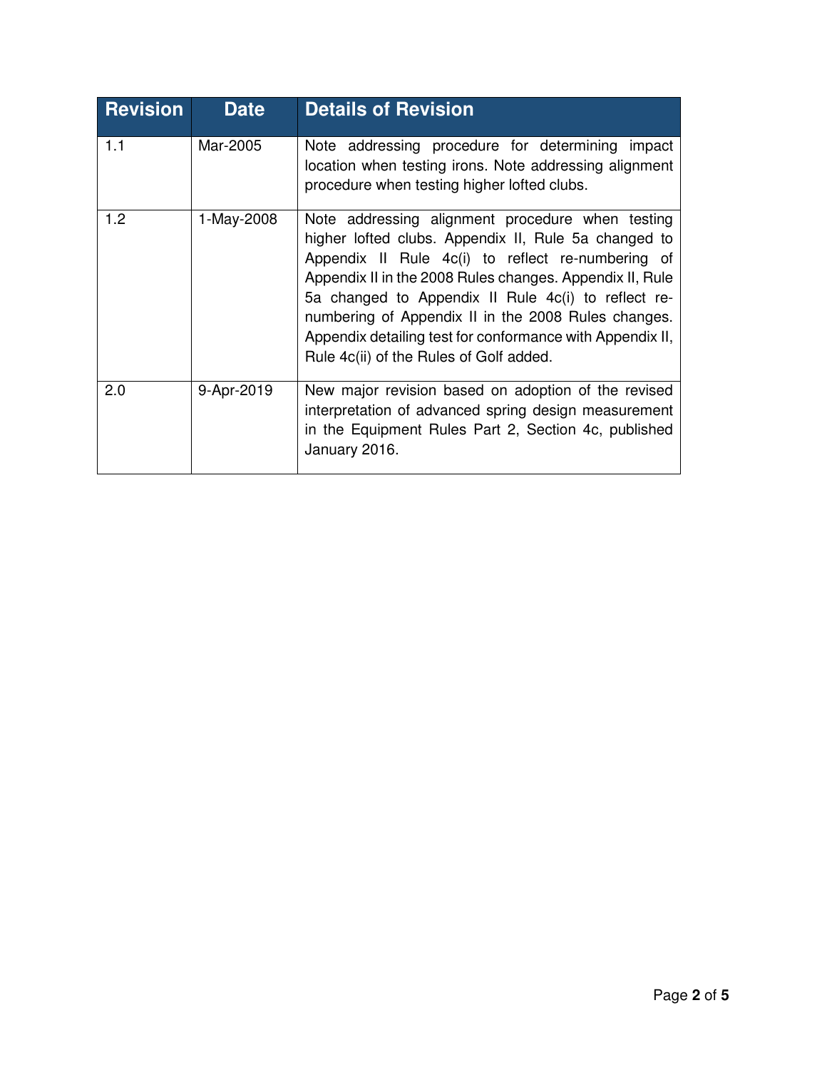| Revision | Date | Details of Revision |
|---|---|---|
| 1.1 | Mar-2005 | Note addressing procedure for determining impact location when testing irons. Note addressing alignment procedure when testing higher lofted clubs. |
| 1.2 | 1-May-2008 | Note addressing alignment procedure when testing higher lofted clubs. Appendix II, Rule 5a changed to Appendix II Rule 4c(i) to reflect re-numbering of Appendix II in the 2008 Rules changes. Appendix II, Rule 5a changed to Appendix II Rule 4c(i) to reflect re-numbering of Appendix II in the 2008 Rules changes. Appendix detailing test for conformance with Appendix II, Rule 4c(ii) of the Rules of Golf added. |
| 2.0 | 9-Apr-2019 | New major revision based on adoption of the revised interpretation of advanced spring design measurement in the Equipment Rules Part 2, Section 4c, published January 2016. |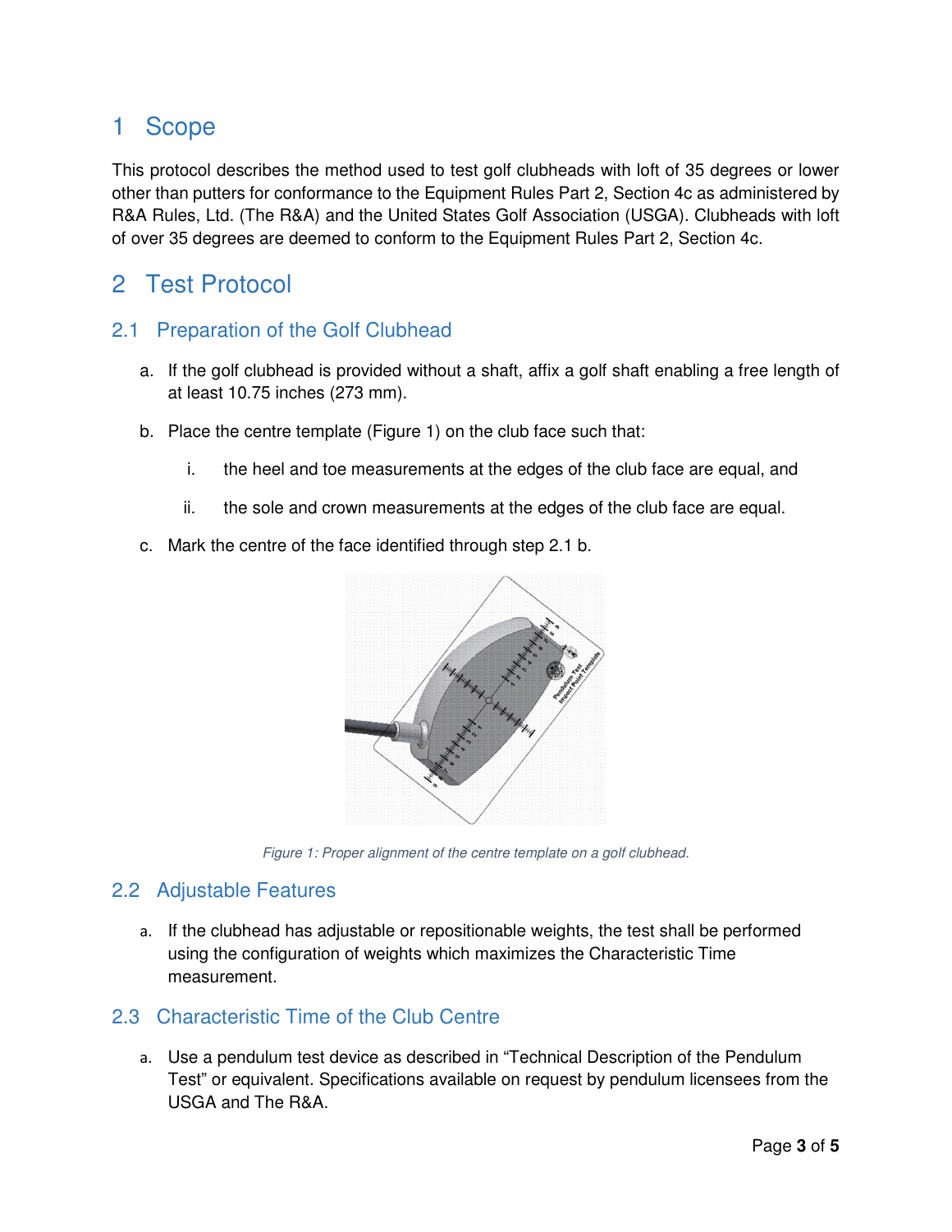# 1 Scope

This protocol describes the method used to test golf clubheads with loft of 35 degrees or lower other than putters for conformance to the Equipment Rules Part 2, Section 4c as administered by R&A Rules, Ltd. (The R&A) and the United States Golf Association (USGA). Clubheads with loft of over 35 degrees are deemed to conform to the Equipment Rules Part 2, Section 4c.

# 2 Test Protocol

## 2.1 Preparation of the Golf Clubhead

a. If the golf clubhead is provided without a shaft, affix a golf shaft enabling a free length of at least 10.75 inches (273 mm).

b. Place the centre template (Figure 1) on the club face such that:

   i. the heel and toe measurements at the edges of the club face are equal, and

   ii. the sole and crown measurements at the edges of the club face are equal.

c. Mark the centre of the face identified through step 2.1 b.

*Figure 1: Proper alignment of the centre template on a golf clubhead.*

## 2.2 Adjustable Features

a. If the clubhead has adjustable or repositionable weights, the test shall be performed using the configuration of weights which maximizes the Characteristic Time measurement.

## 2.3 Characteristic Time of the Club Centre

a. Use a pendulum test device as described in "Technical Description of the Pendulum Test" or equivalent. Specifications available on request by pendulum licensees from the USGA and The R&A.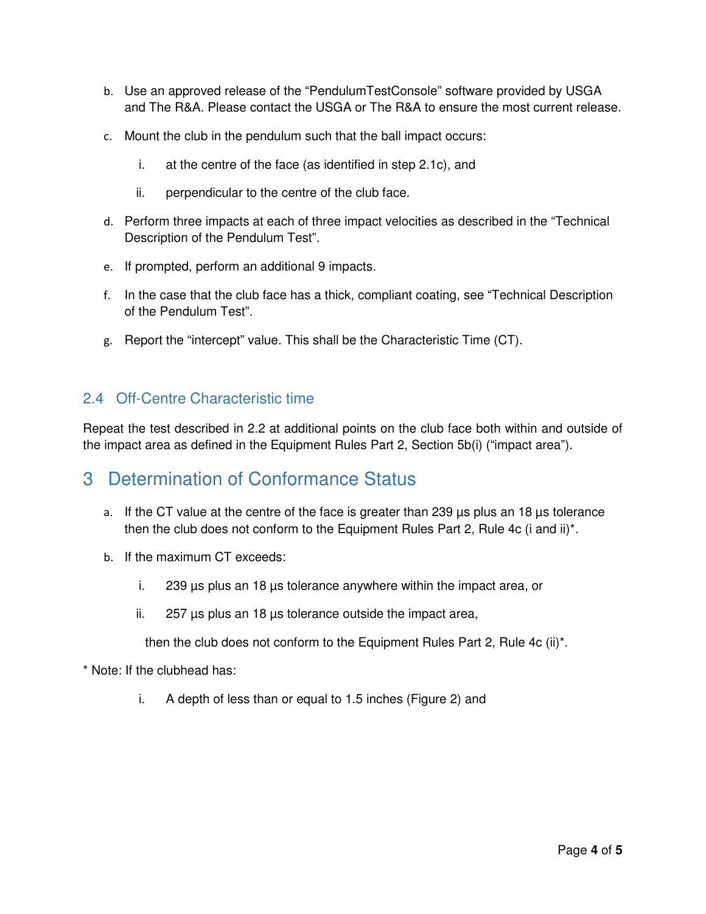b. Use an approved release of the "PendulumTestConsole" software provided by USGA and The R&A. Please contact the USGA or The R&A to ensure the most current release.

c. Mount the club in the pendulum such that the ball impact occurs:

   i. at the centre of the face (as identified in step 2.1c), and

   ii. perpendicular to the centre of the club face.

d. Perform three impacts at each of three impact velocities as described in the "Technical Description of the Pendulum Test".

e. If prompted, perform an additional 9 impacts.

f. In the case that the club face has a thick, compliant coating, see "Technical Description of the Pendulum Test".

g. Report the "intercept" value. This shall be the Characteristic Time (CT).

## 2.4 Off-Centre Characteristic time

Repeat the test described in 2.2 at additional points on the club face both within and outside of the impact area as defined in the Equipment Rules Part 2, Section 5b(i) ("impact area").

# 3 Determination of Conformance Status

a. If the CT value at the centre of the face is greater than 239 µs plus an 18 µs tolerance then the club does not conform to the Equipment Rules Part 2, Rule 4c (i and ii)*.

b. If the maximum CT exceeds:

   i. 239 µs plus an 18 µs tolerance anywhere within the impact area, or

   ii. 257 µs plus an 18 µs tolerance outside the impact area,

   then the club does not conform to the Equipment Rules Part 2, Rule 4c (ii)*.

* Note: If the clubhead has:

   i. A depth of less than or equal to 1.5 inches (Figure 2) and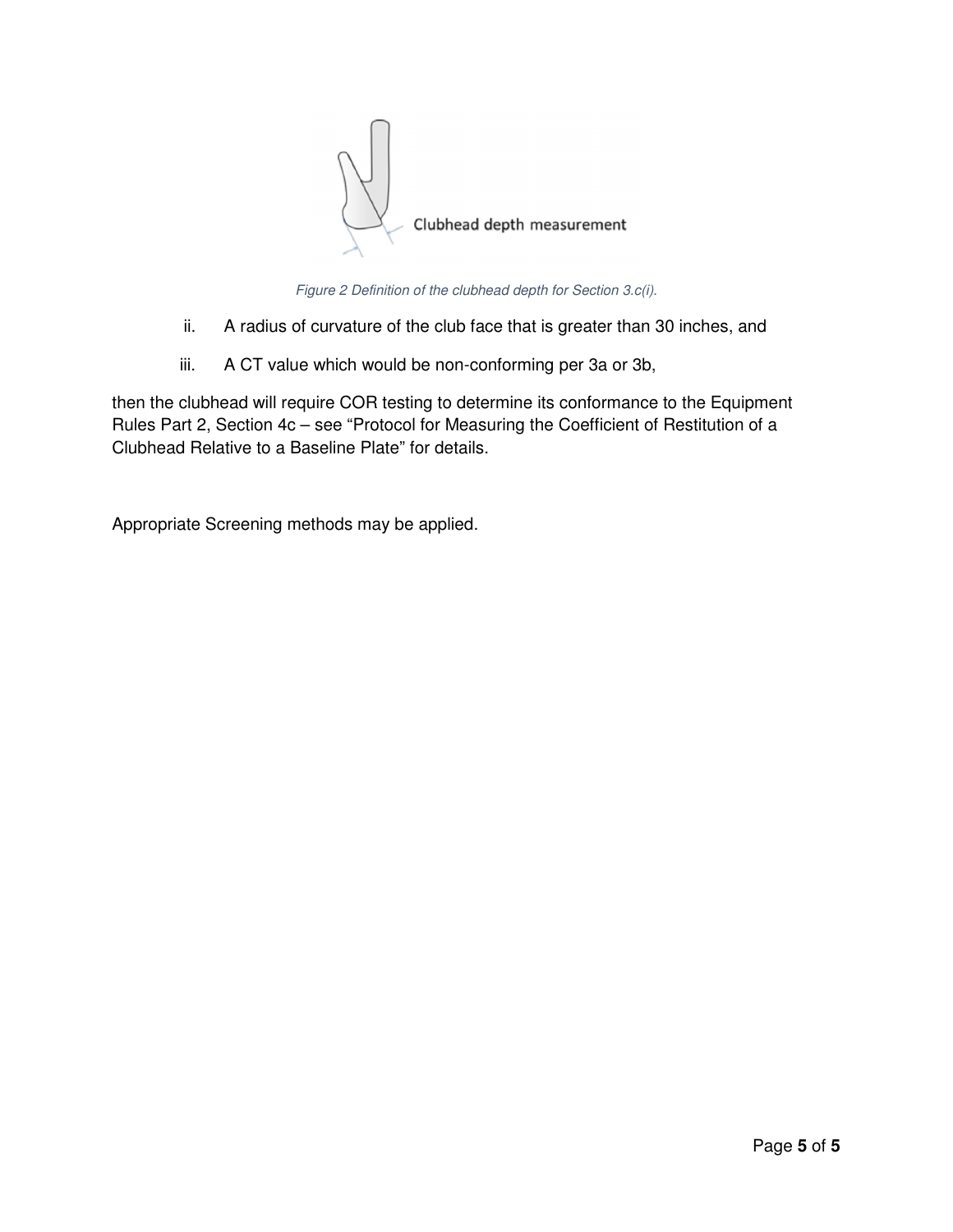Clubhead depth measurement

*Figure 2 Definition of the clubhead depth for Section 3.c(i).*

ii. A radius of curvature of the club face that is greater than 30 inches, and

iii. A CT value which would be non-conforming per 3a or 3b,

then the clubhead will require COR testing to determine its conformance to the Equipment Rules Part 2, Section 4c – see "Protocol for Measuring the Coefficient of Restitution of a Clubhead Relative to a Baseline Plate" for details.

Appropriate Screening methods may be applied.